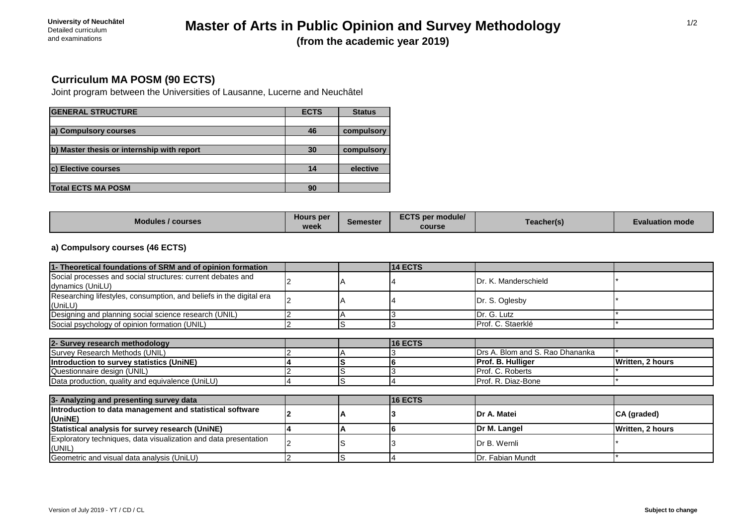University of Neuchâtel
Detailed curriculum
and examinations

# Master of Arts in Public Opinion and Survey Methodology

**(from the academic year 2019)**

## Curriculum MA POSM (90 ECTS)

Joint program between the Universities of Lausanne, Lucerne and Neuchâtel

| GENERAL STRUCTURE | ECTS | Status |
|---|---|---|
| a) Compulsory courses | 46 | compulsory |
| b) Master thesis or internship with report | 30 | compulsory |
| c) Elective courses | 14 | elective |
| Total ECTS MA POSM | 90 | |

| Modules / courses | Hours per week | Semester | ECTS per module/ course | Teacher(s) | Evaluation mode |
|---|---|---|---|---|---|

### a) Compulsory courses (46 ECTS)

| Modules / courses | Hours per week | Semester | ECTS per module/ course | Teacher(s) | Evaluation mode |
|---|---|---|---|---|---|
| **1- Theoretical foundations of SRM and of opinion formation** | | | **14 ECTS** | | |
| Social processes and social structures: current debates and dynamics (UniLU) | 2 | A | 4 | Dr. K. Manderschield | * |
| Researching lifestyles, consumption, and beliefs in the digital era (UniLU) | 2 | A | 4 | Dr. S. Oglesby | * |
| Designing and planning social science research (UNIL) | 2 | A | 3 | Dr. G. Lutz | * |
| Social psychology of opinion formation (UNIL) | 2 | S | 3 | Prof. C. Staerklé | * |
| **2- Survey research methodology** | | | **16 ECTS** | | |
| Survey Research Methods (UNIL) | 2 | A | 3 | Drs A. Blom and S. Rao Dhananka | * |
| **Introduction to survey statistics (UniNE)** | **4** | **S** | **6** | **Prof. B. Hulliger** | **Written, 2 hours** |
| Questionnaire design (UNIL) | 2 | S | 3 | Prof. C. Roberts | * |
| Data production, quality and equivalence (UniLU) | 4 | S | 4 | Prof. R. Diaz-Bone | * |
| **3- Analyzing and presenting survey data** | | | **16 ECTS** | | |
| **Introduction to data management and statistical software (UniNE)** | **2** | **A** | **3** | **Dr A. Matei** | **CA (graded)** |
| **Statistical analysis for survey research (UniNE)** | **4** | **A** | **6** | **Dr M. Langel** | **Written, 2 hours** |
| Exploratory techniques, data visualization and data presentation (UNIL) | 2 | S | 3 | Dr B. Wernli | * |
| Geometric and visual data analysis (UniLU) | 2 | S | 4 | Dr. Fabian Mundt | * |

Version of July 2019 - YT / CD / CL

**Subject to change**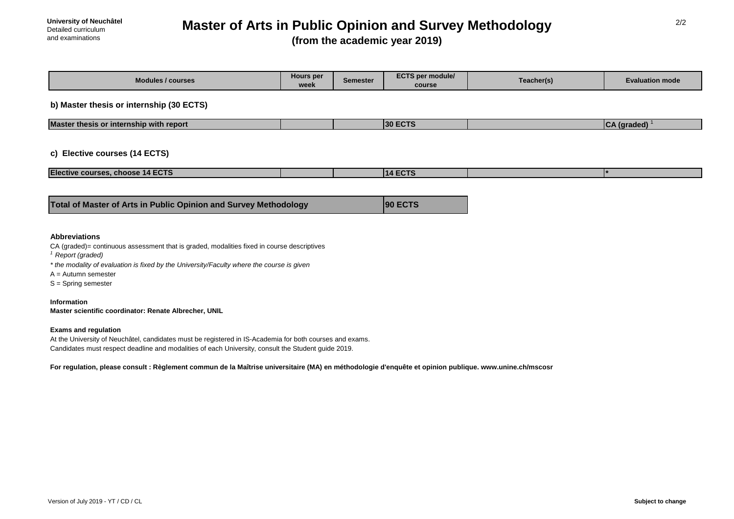University of Neuchâtel
Detailed curriculum
and examinations

# Master of Arts in Public Opinion and Survey Methodology

**(from the academic year 2019)**

| Modules / courses | Hours per week | Semester | ECTS per module/ course | Teacher(s) | Evaluation mode |
|---|---|---|---|---|---|
| **b) Master thesis or internship (30 ECTS)** | | | | | |
| **Master thesis or internship with report** | | | **30 ECTS** | | **CA (graded)** [1] |
| **c) Elective courses (14 ECTS)** | | | | | |
| **Elective courses, choose 14 ECTS** | | | **14 ECTS** | | * |

| Total | ECTS |
|---|---|
| **Total of Master of Arts in Public Opinion and Survey Methodology** | **90 ECTS** |

**Abbreviations**

CA (graded)= continuous assessment that is graded, modalities fixed in course descriptives

[1] *Report (graded)*

*\* the modality of evaluation is fixed by the University/Faculty where the course is given*

A = Autumn semester

S = Spring semester

**Information**

**Master scientific coordinator: Renate Albrecher, UNIL**

**Exams and regulation**

At the University of Neuchâtel, candidates must be registered in IS-Academia for both courses and exams.
Candidates must respect deadline and modalities of each University, consult the Student guide 2019.

**For regulation, please consult : Règlement commun de la Maîtrise universitaire (MA) en méthodologie d'enquête et opinion publique. www.unine.ch/mscosr**

Version of July 2019 - YT / CD / CL

**Subject to change**